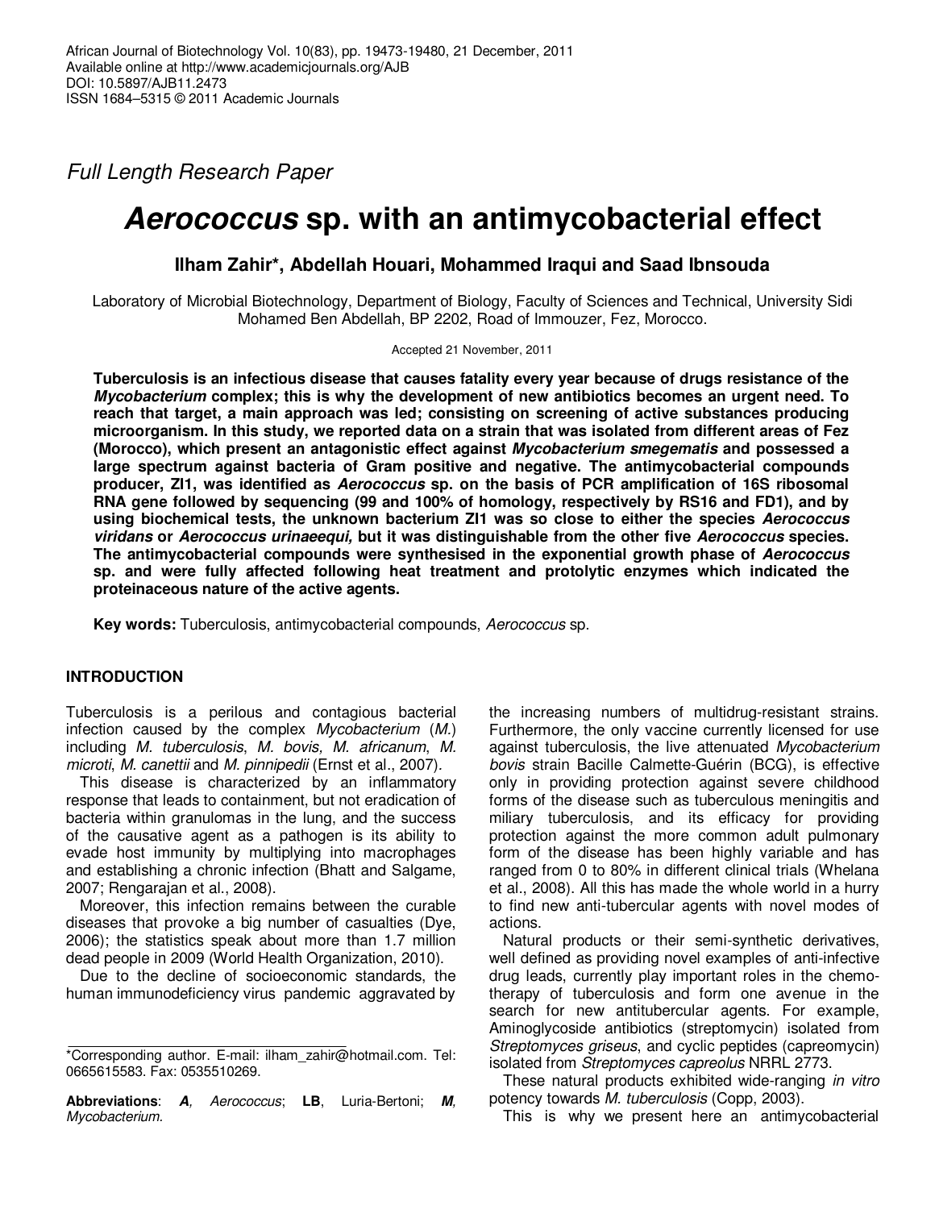Full Length Research Paper

# *Aerococcus* sp. with an antimycobacterial effect

**Ilham Zahir\*, Abdellah Houari, Mohammed Iraqui and Saad Ibnsouda**

Laboratory of Microbial Biotechnology, Department of Biology, Faculty of Sciences and Technical, University Sidi Mohamed Ben Abdellah, BP 2202, Road of Immouzer, Fez, Morocco.

Accepted 21 November, 2011

**Tuberculosis is an infectious disease that causes fatality every year because of drugs resistance of the *Mycobacterium* complex; this is why the development of new antibiotics becomes an urgent need. To reach that target, a main approach was led; consisting on screening of active substances producing microorganism. In this study, we reported data on a strain that was isolated from different areas of Fez (Morocco), which present an antagonistic effect against *Mycobacterium smegematis* and possessed a large spectrum against bacteria of Gram positive and negative. The antimycobacterial compounds producer, ZI1, was identified as *Aerococcus* sp. on the basis of PCR amplification of 16S ribosomal RNA gene followed by sequencing (99 and 100% of homology, respectively by RS16 and FD1), and by using biochemical tests, the unknown bacterium ZI1 was so close to either the species *Aerococcus viridans* or *Aerococcus urinaeequi,* but it was distinguishable from the other five *Aerococcus* species. The antimycobacterial compounds were synthesised in the exponential growth phase of *Aerococcus* sp. and were fully affected following heat treatment and protolytic enzymes which indicated the proteinaceous nature of the active agents.**

**Key words:** Tuberculosis, antimycobacterial compounds, *Aerococcus* sp.

## INTRODUCTION

Tuberculosis is a perilous and contagious bacterial infection caused by the complex *Mycobacterium* (*M.*) including *M. tuberculosis*, *M. bovis, M. africanum*, *M. microti*, *M. canettii* and *M. pinnipedii* (Ernst et al., 2007).

This disease is characterized by an inflammatory response that leads to containment, but not eradication of bacteria within granulomas in the lung, and the success of the causative agent as a pathogen is its ability to evade host immunity by multiplying into macrophages and establishing a chronic infection (Bhatt and Salgame, 2007; Rengarajan et al., 2008).

Moreover, this infection remains between the curable diseases that provoke a big number of casualties (Dye, 2006); the statistics speak about more than 1.7 million dead people in 2009 (World Health Organization, 2010).

Due to the decline of socioeconomic standards, the human immunodeficiency virus pandemic aggravated by the increasing numbers of multidrug-resistant strains. Furthermore, the only vaccine currently licensed for use against tuberculosis, the live attenuated *Mycobacterium bovis* strain Bacille Calmette-Guérin (BCG), is effective only in providing protection against severe childhood forms of the disease such as tuberculous meningitis and miliary tuberculosis, and its efficacy for providing protection against the more common adult pulmonary form of the disease has been highly variable and has ranged from 0 to 80% in different clinical trials (Whelana et al., 2008). All this has made the whole world in a hurry to find new anti-tubercular agents with novel modes of actions.

Natural products or their semi-synthetic derivatives, well defined as providing novel examples of anti-infective drug leads, currently play important roles in the chemotherapy of tuberculosis and form one avenue in the search for new antitubercular agents. For example, Aminoglycoside antibiotics (streptomycin) isolated from *Streptomyces griseus*, and cyclic peptides (capreomycin) isolated from *Streptomyces capreolus* NRRL 2773.

These natural products exhibited wide-ranging *in vitro* potency towards *M. tuberculosis* (Copp, 2003).

This is why we present here an antimycobacterial

\*Corresponding author. E-mail: ilham_zahir@hotmail.com. Tel: 0665615583. Fax: 0535510269.

**Abbreviations**: ***A***, *Aerococcus*; **LB**, Luria-Bertoni; ***M***, *Mycobacterium.*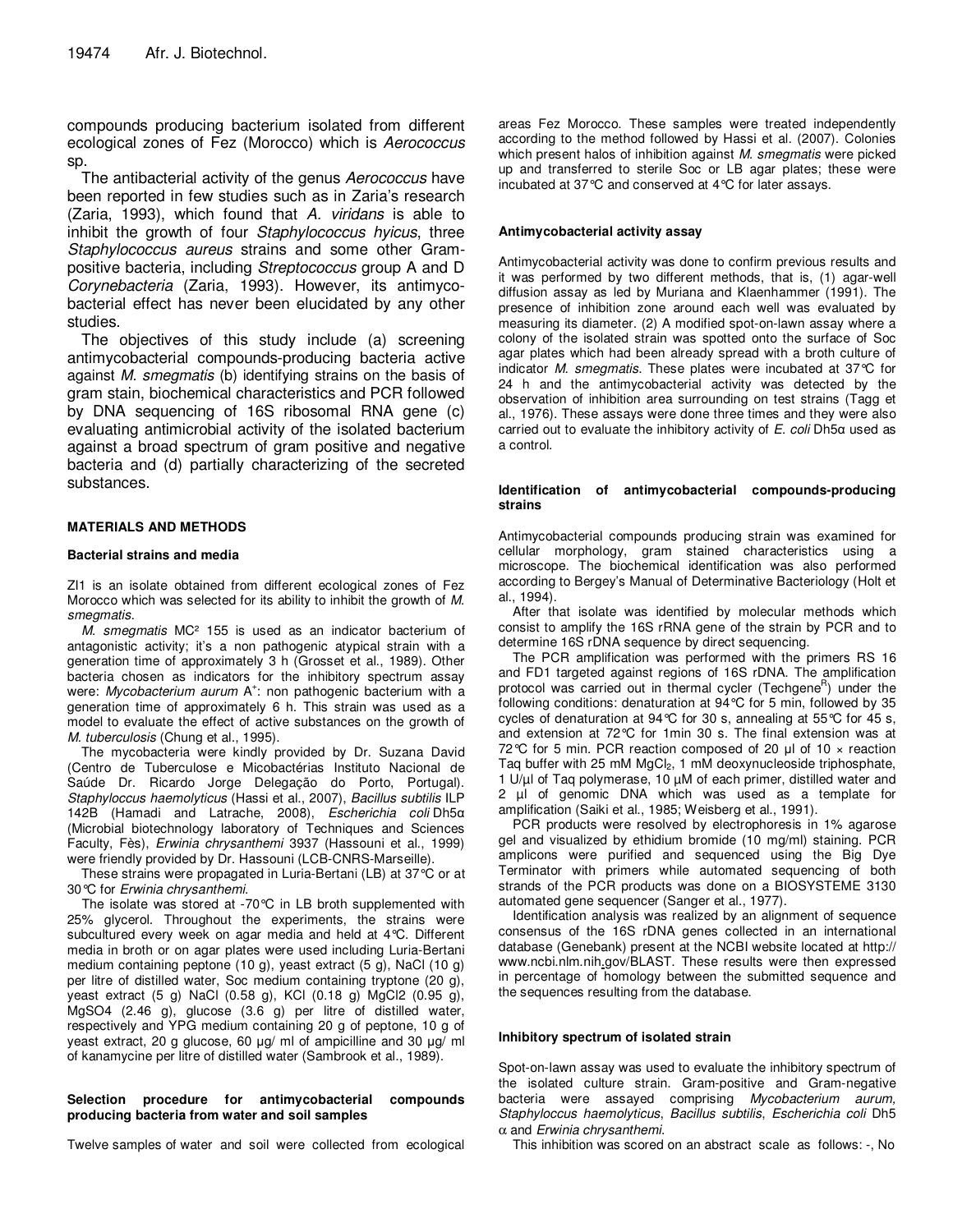compounds producing bacterium isolated from different ecological zones of Fez (Morocco) which is *Aerococcus* sp.

The antibacterial activity of the genus *Aerococcus* have been reported in few studies such as in Zaria's research (Zaria, 1993), which found that *A. viridans* is able to inhibit the growth of four *Staphylococcus hyicus*, three *Staphylococcus aureus* strains and some other Gram-positive bacteria, including *Streptococcus* group A and D *Corynebacteria* (Zaria, 1993). However, its antimycobacterial effect has never been elucidated by any other studies.

The objectives of this study include (a) screening antimycobacterial compounds-producing bacteria active against *M. smegmatis* (b) identifying strains on the basis of gram stain, biochemical characteristics and PCR followed by DNA sequencing of 16S ribosomal RNA gene (c) evaluating antimicrobial activity of the isolated bacterium against a broad spectrum of gram positive and negative bacteria and (d) partially characterizing of the secreted substances.

## MATERIALS AND METHODS

### Bacterial strains and media

ZI1 is an isolate obtained from different ecological zones of Fez Morocco which was selected for its ability to inhibit the growth of *M. smegmatis*.

*M. smegmatis* MC² 155 is used as an indicator bacterium of antagonistic activity; it's a non pathogenic atypical strain with a generation time of approximately 3 h (Grosset et al., 1989). Other bacteria chosen as indicators for the inhibitory spectrum assay were: *Mycobacterium aurum* A$^+$: non pathogenic bacterium with a generation time of approximately 6 h. This strain was used as a model to evaluate the effect of active substances on the growth of *M. tuberculosis* (Chung et al., 1995).

The mycobacteria were kindly provided by Dr. Suzana David (Centro de Tuberculose e Micobactérias Instituto Nacional de Saúde Dr. Ricardo Jorge Delegação do Porto, Portugal). *Staphyloccus haemolyticus* (Hassi et al., 2007), *Bacillus subtilis* ILP 142B (Hamadi and Latrache, 2008), *Escherichia coli* Dh5α (Microbial biotechnology laboratory of Techniques and Sciences Faculty, Fès), *Erwinia chrysanthemi* 3937 (Hassouni et al., 1999) were friendly provided by Dr. Hassouni (LCB-CNRS-Marseille).

These strains were propagated in Luria-Bertani (LB) at 37°C or at 30°C for *Erwinia chrysanthemi*.

The isolate was stored at -70°C in LB broth supplemented with 25% glycerol. Throughout the experiments, the strains were subcultured every week on agar media and held at 4°C. Different media in broth or on agar plates were used including Luria-Bertani medium containing peptone (10 g), yeast extract (5 g), NaCl (10 g) per litre of distilled water, Soc medium containing tryptone (20 g), yeast extract (5 g) NaCl (0.58 g), KCl (0.18 g) MgCl2 (0.95 g), MgSO4 (2.46 g), glucose (3.6 g) per litre of distilled water, respectively and YPG medium containing 20 g of peptone, 10 g of yeast extract, 20 g glucose, 60 µg/ ml of ampicilline and 30 µg/ ml of kanamycine per litre of distilled water (Sambrook et al., 1989).

### Selection procedure for antimycobacterial compounds producing bacteria from water and soil samples

Twelve samples of water and soil were collected from ecological areas Fez Morocco. These samples were treated independently according to the method followed by Hassi et al. (2007). Colonies which present halos of inhibition against *M. smegmatis* were picked up and transferred to sterile Soc or LB agar plates; these were incubated at 37°C and conserved at 4°C for later assays.

### Antimycobacterial activity assay

Antimycobacterial activity was done to confirm previous results and it was performed by two different methods, that is, (1) agar-well diffusion assay as led by Muriana and Klaenhammer (1991). The presence of inhibition zone around each well was evaluated by measuring its diameter. (2) A modified spot-on-lawn assay where a colony of the isolated strain was spotted onto the surface of Soc agar plates which had been already spread with a broth culture of indicator *M. smegmatis*. These plates were incubated at 37°C for 24 h and the antimycobacterial activity was detected by the observation of inhibition area surrounding on test strains (Tagg et al., 1976). These assays were done three times and they were also carried out to evaluate the inhibitory activity of *E. coli* Dh5α used as a control.

### Identification of antimycobacterial compounds-producing strains

Antimycobacterial compounds producing strain was examined for cellular morphology, gram stained characteristics using a microscope. The biochemical identification was also performed according to Bergey's Manual of Determinative Bacteriology (Holt et al., 1994).

After that isolate was identified by molecular methods which consist to amplify the 16S rRNA gene of the strain by PCR and to determine 16S rDNA sequence by direct sequencing.

The PCR amplification was performed with the primers RS 16 and FD1 targeted against regions of 16S rDNA. The amplification protocol was carried out in thermal cycler (Techgene[R]) under the following conditions: denaturation at 94°C for 5 min, followed by 35 cycles of denaturation at 94°C for 30 s, annealing at 55°C for 45 s, and extension at 72°C for 1min 30 s. The final extension was at 72°C for 5 min. PCR reaction composed of 20 µl of 10 × reaction Taq buffer with 25 mM $MgCl_2$, 1 mM deoxynucleoside triphosphate, 1 U/µl of Taq polymerase, 10 µM of each primer, distilled water and 2 µl of genomic DNA which was used as a template for amplification (Saiki et al., 1985; Weisberg et al., 1991).

PCR products were resolved by electrophoresis in 1% agarose gel and visualized by ethidium bromide (10 mg/ml) staining. PCR amplicons were purified and sequenced using the Big Dye Terminator with primers while automated sequencing of both strands of the PCR products was done on a BIOSYSTEME 3130 automated gene sequencer (Sanger et al., 1977).

Identification analysis was realized by an alignment of sequence consensus of the 16S rDNA genes collected in an international database (Genebank) present at the NCBI website located at http:// www.ncbi.nlm.nih.gov/BLAST. These results were then expressed in percentage of homology between the submitted sequence and the sequences resulting from the database.

### Inhibitory spectrum of isolated strain

Spot-on-lawn assay was used to evaluate the inhibitory spectrum of the isolated culture strain. Gram-positive and Gram-negative bacteria were assayed comprising *Mycobacterium aurum*, *Staphyloccus haemolyticus*, *Bacillus subtilis*, *Escherichia coli* Dh5 α and *Erwinia chrysanthemi*.

This inhibition was scored on an abstract scale as follows: -, No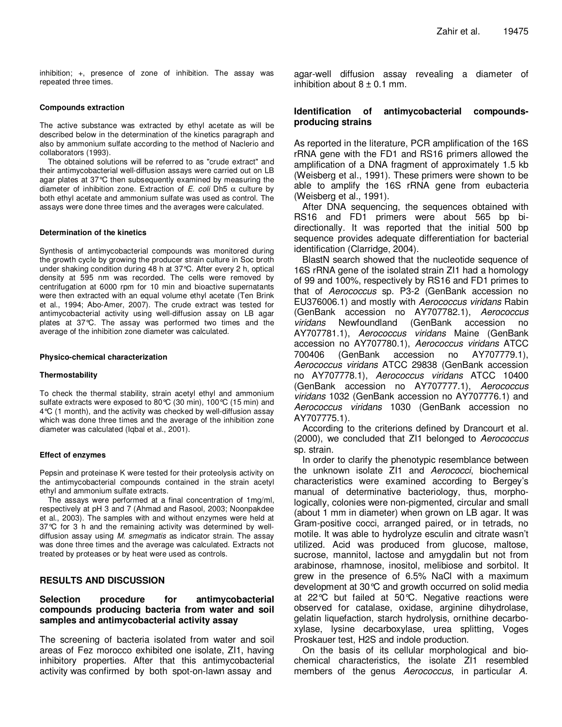inhibition; +, presence of zone of inhibition. The assay was repeated three times.

#### Compounds extraction

The active substance was extracted by ethyl acetate as will be described below in the determination of the kinetics paragraph and also by ammonium sulfate according to the method of Naclerio and collaborators (1993).

The obtained solutions will be referred to as "crude extract" and their antimycobacterial well-diffusion assays were carried out on LB agar plates at 37°C then subsequently examined by measuring the diameter of inhibition zone. Extraction of *E. coli* Dh5 $\alpha$ culture by both ethyl acetate and ammonium sulfate was used as control. The assays were done three times and the averages were calculated.

#### Determination of the kinetics

Synthesis of antimycobacterial compounds was monitored during the growth cycle by growing the producer strain culture in Soc broth under shaking condition during 48 h at 37°C. After every 2 h, optical density at 595 nm was recorded. The cells were removed by centrifugation at 6000 rpm for 10 min and bioactive supernatants were then extracted with an equal volume ethyl acetate (Ten Brink et al., 1994; Abo-Amer, 2007). The crude extract was tested for antimycobacterial activity using well-diffusion assay on LB agar plates at 37°C. The assay was performed two times and the average of the inhibition zone diameter was calculated.

#### Physico-chemical characterization

#### Thermostability

To check the thermal stability, strain acetyl ethyl and ammonium sulfate extracts were exposed to 80°C (30 min), 100°C (15 min) and 4°C (1 month), and the activity was checked by well-diffusion assay which was done three times and the average of the inhibition zone diameter was calculated (Iqbal et al., 2001).

#### Effect of enzymes

Pepsin and proteinase K were tested for their proteolysis activity on the antimycobacterial compounds contained in the strain acetyl ethyl and ammonium sulfate extracts.

The assays were performed at a final concentration of 1mg/ml, respectively at pH 3 and 7 (Ahmad and Rasool, 2003; Noonpakdee et al., 2003). The samples with and without enzymes were held at 37°C for 3 h and the remaining activity was determined by well-diffusion assay using *M. smegmatis* as indicator strain. The assay was done three times and the average was calculated. Extracts not treated by proteases or by heat were used as controls.

## RESULTS AND DISCUSSION

### Selection procedure for antimycobacterial compounds producing bacteria from water and soil samples and antimycobacterial activity assay

The screening of bacteria isolated from water and soil areas of Fez morocco exhibited one isolate, ZI1, having inhibitory properties. After that this antimycobacterial activity was confirmed by both spot-on-lawn assay and agar-well diffusion assay revealing a diameter of inhibition about 8 ± 0.1 mm.

### Identification of antimycobacterial compounds-producing strains

As reported in the literature, PCR amplification of the 16S rRNA gene with the FD1 and RS16 primers allowed the amplification of a DNA fragment of approximately 1.5 kb (Weisberg et al., 1991). These primers were shown to be able to amplify the 16S rRNA gene from eubacteria (Weisberg et al., 1991).

After DNA sequencing, the sequences obtained with RS16 and FD1 primers were about 565 bp bi-directionally. It was reported that the initial 500 bp sequence provides adequate differentiation for bacterial identification (Clarridge, 2004).

BlastN search showed that the nucleotide sequence of 16S rRNA gene of the isolated strain ZI1 had a homology of 99 and 100%, respectively by RS16 and FD1 primes to that of *Aerococcus* sp. P3-2 (GenBank accession no EU376006.1) and mostly with *Aerococcus viridans* Rabin (GenBank accession no AY707782.1), *Aerococcus viridans* Newfoundland (GenBank accession no AY707781.1), *Aerococcus viridans* Maine (GenBank accession no AY707780.1), *Aerococcus viridans* ATCC 700406 (GenBank accession no AY707779.1), *Aerococcus viridans* ATCC 29838 (GenBank accession no AY707778.1), *Aerococcus viridans* ATCC 10400 (GenBank accession no AY707777.1), *Aerococcus viridans* 1032 (GenBank accession no AY707776.1) and *Aerococcus viridans* 1030 (GenBank accession no AY707775.1).

According to the criterions defined by Drancourt et al. (2000), we concluded that ZI1 belonged to *Aerococcus* sp. strain.

In order to clarify the phenotypic resemblance between the unknown isolate ZI1 and *Aerococci*, biochemical characteristics were examined according to Bergey's manual of determinative bacteriology, thus, morphologically, colonies were non-pigmented, circular and small (about 1 mm in diameter) when grown on LB agar. It was Gram-positive cocci, arranged paired, or in tetrads, no motile. It was able to hydrolyze esculin and citrate wasn't utilized. Acid was produced from glucose, maltose, sucrose, mannitol, lactose and amygdalin but not from arabinose, rhamnose, inositol, melibiose and sorbitol. It grew in the presence of 6.5% NaCl with a maximum development at 30°C and growth occurred on solid media at 22°C but failed at 50°C. Negative reactions were observed for catalase, oxidase, arginine dihydrolase, gelatin liquefaction, starch hydrolysis, ornithine decarboxylase, lysine decarboxylase, urea splitting, Voges Proskauer test, H2S and indole production.

On the basis of its cellular morphological and biochemical characteristics, the isolate ZI1 resembled members of the genus *Aerococcus*, in particular *A.*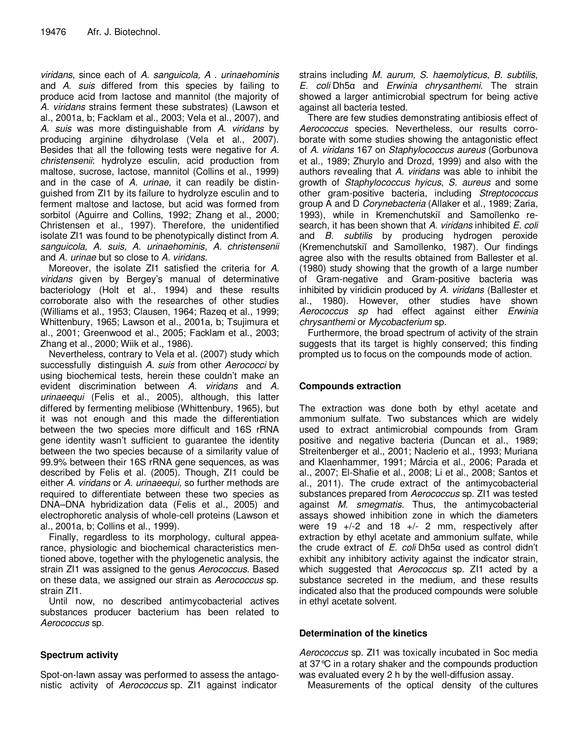*viridans*, since each of *A. sanguicola, A . urinaehominis* and *A. suis* differed from this species by failing to produce acid from lactose and mannitol (the majority of *A. viridans* strains ferment these substrates) (Lawson et al., 2001a, b; Facklam et al., 2003; Vela et al., 2007), and *A. suis* was more distinguishable from *A. viridans* by producing arginine dihydrolase (Vela et al., 2007). Besides that all the following tests were negative for *A. christensenii*: hydrolyze esculin, acid production from maltose, sucrose, lactose, mannitol (Collins et al., 1999) and in the case of *A. urinae,* it can readily be distinguished from ZI1 by its failure to hydrolyze esculin and to ferment maltose and lactose, but acid was formed from sorbitol (Aguirre and Collins, 1992; Zhang et al., 2000; Christensen et al., 1997). Therefore, the unidentified isolate ZI1 was found to be phenotypically distinct from *A. sanguicola, A. suis, A. urinaehominis, A. christensenii* and *A. urinae* but so close to *A. viridans.*

Moreover, the isolate ZI1 satisfied the criteria for *A. viridans* given by Bergey's manual of determinative bacteriology (Holt et al., 1994) and these results corroborate also with the researches of other studies (Williams et al., 1953; Clausen, 1964; Razeq et al., 1999; Whittenbury, 1965; Lawson et al., 2001a, b; Tsujimura et al., 2001; Greenwood et al., 2005; Facklam et al., 2003; Zhang et al., 2000; Wiik et al., 1986).

Nevertheless, contrary to Vela et al. (2007) study which successfully distinguish *A. suis* from other *Aerococci* by using biochemical tests, herein these couldn't make an evident discrimination between *A. viridans* and *A. urinaeequi* (Felis et al., 2005), although, this latter differed by fermenting melibiose (Whittenbury, 1965), but it was not enough and this made the differentiation between the two species more difficult and 16S rRNA gene identity wasn't sufficient to guarantee the identity between the two species because of a similarity value of 99.9% between their 16S rRNA gene sequences, as was described by Felis et al. (2005). Though, ZI1 could be either *A. viridans* or *A. urinaeequi,* so further methods are required to differentiate between these two species as DNA–DNA hybridization data (Felis et al., 2005) and electrophoretic analysis of whole-cell proteins (Lawson et al., 2001a, b; Collins et al., 1999).

Finally, regardless to its morphology, cultural appearance, physiologic and biochemical characteristics mentioned above, together with the phylogenetic analysis, the strain ZI1 was assigned to the genus *Aerococcus*. Based on these data, we assigned our strain as *Aerococcus* sp. strain ZI1.

Until now, no described antimycobacterial actives substances producer bacterium has been related to *Aerococcus* sp.

## Spectrum activity

Spot-on-lawn assay was performed to assess the antagonistic activity of *Aerococcus* sp. ZI1 against indicator strains including *M. aurum, S. haemolyticus*, *B. subtilis*, *E. coli* Dh5α and *Erwinia chrysanthemi*. The strain showed a larger antimicrobial spectrum for being active against all bacteria tested.

There are few studies demonstrating antibiosis effect of *Aerococcus* species. Nevertheless, our results corroborate with some studies showing the antagonistic effect of *A. viridans* 167 on *Staphylococcus aureus* (Gorbunova et al., 1989; Zhurylo and Drozd, 1999) and also with the authors revealing that *A. viridans* was able to inhibit the growth of *Staphylococcus hyicus*, *S. aureus* and some other gram-positive bacteria, including *Streptococcus* group A and D *Corynebacteria* (Allaker et al., 1989; Zaria, 1993), while in Kremenchutskiĭ and Samoĭlenko research, it has been shown that *A. viridans* inhibited *E. coli* and *B. subtilis* by producing hydrogen peroxide (Kremenchutskiĭ and Samoĭlenko, 1987). Our findings agree also with the results obtained from Ballester et al. (1980) study showing that the growth of a large number of Gram-negative and Gram-positive bacteria was inhibited by viridicin produced by *A. viridans* (Ballester et al., 1980). However, other studies have shown *Aerococcus sp* had effect against either *Erwinia chrysanthemi* or *Mycobacterium* sp.

Furthermore, the broad spectrum of activity of the strain suggests that its target is highly conserved; this finding prompted us to focus on the compounds mode of action.

## Compounds extraction

The extraction was done both by ethyl acetate and ammonium sulfate. Two substances which are widely used to extract antimicrobial compounds from Gram positive and negative bacteria (Duncan et al., 1989; Streitenberger et al., 2001; Naclerio et al., 1993; Muriana and Klaenhammer, 1991; Márcia et al., 2006; Parada et al., 2007; El-Shafie et al., 2008; Li et al., 2008; Santos et al., 2011). The crude extract of the antimycobacterial substances prepared from *Aerococcus* sp. ZI1 was tested against *M. smegmatis*. Thus, the antimycobacterial assays showed inhibition zone in which the diameters were 19 +/-2 and 18 +/- 2 mm, respectively after extraction by ethyl acetate and ammonium sulfate, while the crude extract of *E. coli* Dh5α used as control didn't exhibit any inhibitory activity against the indicator strain, which suggested that *Aerococcus* sp. ZI1 acted by a substance secreted in the medium, and these results indicated also that the produced compounds were soluble in ethyl acetate solvent.

## Determination of the kinetics

*Aerococcus* sp. ZI1 was toxically incubated in Soc media at 37°C in a rotary shaker and the compounds production was evaluated every 2 h by the well-diffusion assay.

Measurements of the optical density of the cultures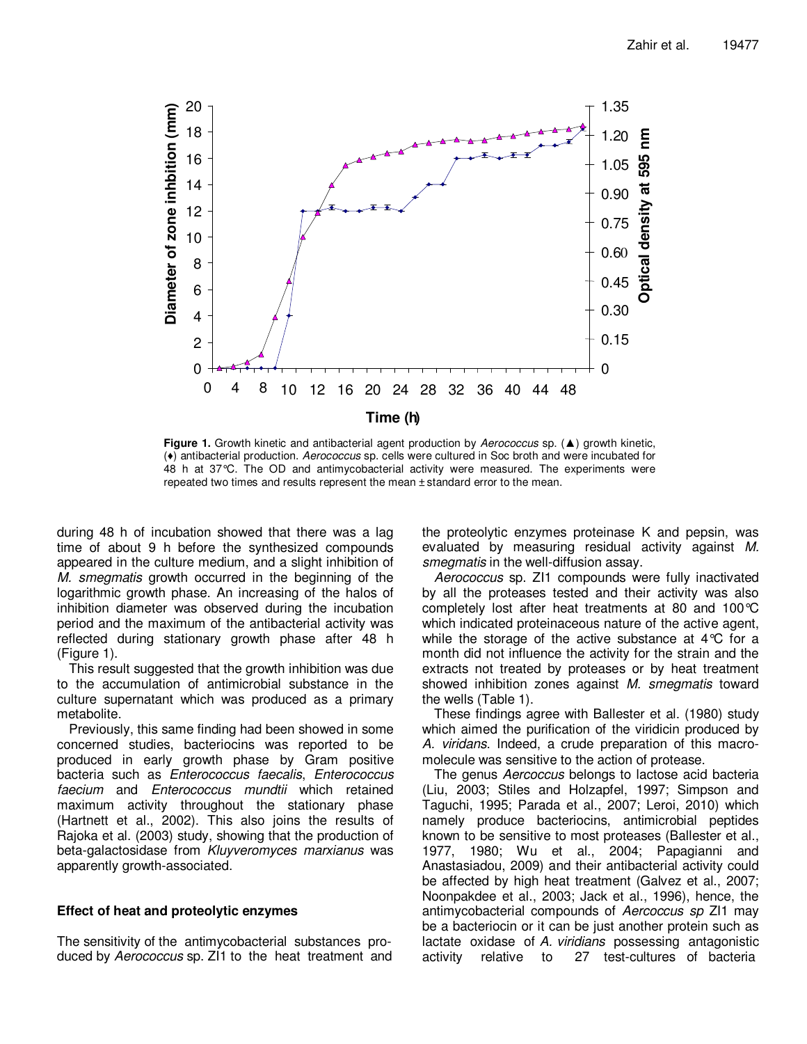**Figure 1.** Growth kinetic and antibacterial agent production by *Aerococcus* sp. (▲) growth kinetic, (♦) antibacterial production. *Aerococcus* sp. cells were cultured in Soc broth and were incubated for 48 h at 37°C. The OD and antimycobacterial activity were measured. The experiments were repeated two times and results represent the mean ± standard error to the mean.

during 48 h of incubation showed that there was a lag time of about 9 h before the synthesized compounds appeared in the culture medium, and a slight inhibition of *M. smegmatis* growth occurred in the beginning of the logarithmic growth phase. An increasing of the halos of inhibition diameter was observed during the incubation period and the maximum of the antibacterial activity was reflected during stationary growth phase after 48 h (Figure 1).

This result suggested that the growth inhibition was due to the accumulation of antimicrobial substance in the culture supernatant which was produced as a primary metabolite.

Previously, this same finding had been showed in some concerned studies, bacteriocins was reported to be produced in early growth phase by Gram positive bacteria such as *Enterococcus faecalis*, *Enterococcus faecium* and *Enterococcus mundtii* which retained maximum activity throughout the stationary phase (Hartnett et al., 2002). This also joins the results of Rajoka et al. (2003) study, showing that the production of beta-galactosidase from *Kluyveromyces marxianus* was apparently growth-associated.

## Effect of heat and proteolytic enzymes

The sensitivity of the antimycobacterial substances produced by *Aerococcus* sp. ZI1 to the heat treatment and the proteolytic enzymes proteinase K and pepsin, was evaluated by measuring residual activity against *M. smegmatis* in the well-diffusion assay.

*Aerococcus* sp. ZI1 compounds were fully inactivated by all the proteases tested and their activity was also completely lost after heat treatments at 80 and 100°C which indicated proteinaceous nature of the active agent, while the storage of the active substance at 4°C for a month did not influence the activity for the strain and the extracts not treated by proteases or by heat treatment showed inhibition zones against *M. smegmatis* toward the wells (Table 1).

These findings agree with Ballester et al. (1980) study which aimed the purification of the viridicin produced by *A. viridans*. Indeed, a crude preparation of this macromolecule was sensitive to the action of protease.

The genus *Aercoccus* belongs to lactose acid bacteria (Liu, 2003; Stiles and Holzapfel, 1997; Simpson and Taguchi, 1995; Parada et al., 2007; Leroi, 2010) which namely produce bacteriocins, antimicrobial peptides known to be sensitive to most proteases (Ballester et al., 1977, 1980; Wu et al., 2004; Papagianni and Anastasiadou, 2009) and their antibacterial activity could be affected by high heat treatment (Galvez et al., 2007; Noonpakdee et al., 2003; Jack et al., 1996), hence, the antimycobacterial compounds of *Aercoccus sp* ZI1 may be a bacteriocin or it can be just another protein such as lactate oxidase of *A. viridians* possessing antagonistic activity relative to 27 test-cultures of bacteria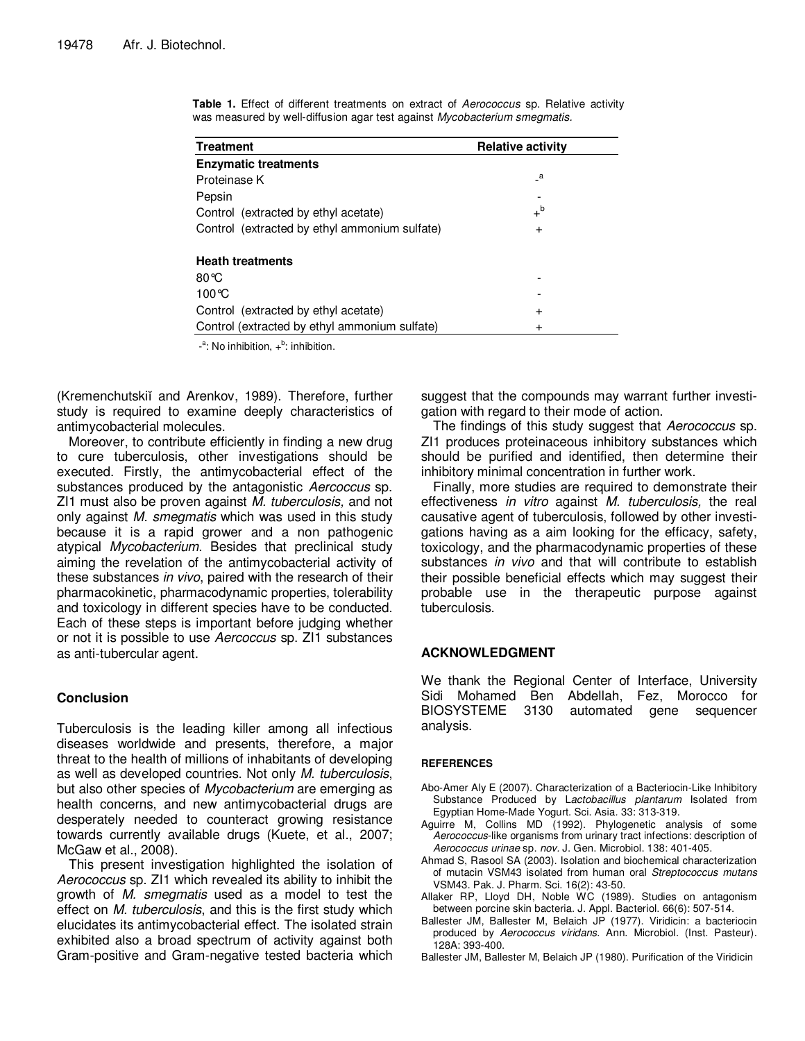**Table 1.** Effect of different treatments on extract of *Aerococcus* sp. Relative activity was measured by well-diffusion agar test against *Mycobacterium smegmatis.*

| Treatment | Relative activity |
|---|---|
| **Enzymatic treatments** | |
| Proteinase K | -[a] |
| Pepsin | - |
| Control (extracted by ethyl acetate) | +[b] |
| Control (extracted by ethyl ammonium sulfate) | + |
| | |
| **Heath treatments** | |
| 80℃ | - |
| 100℃ | - |
| Control (extracted by ethyl acetate) | + |
| Control (extracted by ethyl ammonium sulfate) | + |

-[a]: No inhibition, +[b]: inhibition.

(Kremenchutskiĭ and Arenkov, 1989). Therefore, further study is required to examine deeply characteristics of antimycobacterial molecules.

Moreover, to contribute efficiently in finding a new drug to cure tuberculosis, other investigations should be executed. Firstly, the antimycobacterial effect of the substances produced by the antagonistic *Aercoccus* sp. ZI1 must also be proven against *M. tuberculosis,* and not only against *M. smegmatis* which was used in this study because it is a rapid grower and a non pathogenic atypical *Mycobacterium*. Besides that preclinical study aiming the revelation of the antimycobacterial activity of these substances *in vivo*, paired with the research of their pharmacokinetic, pharmacodynamic properties, tolerability and toxicology in different species have to be conducted. Each of these steps is important before judging whether or not it is possible to use *Aercoccus* sp. ZI1 substances as anti-tubercular agent.

## Conclusion

Tuberculosis is the leading killer among all infectious diseases worldwide and presents, therefore, a major threat to the health of millions of inhabitants of developing as well as developed countries. Not only *M. tuberculosis*, but also other species of *Mycobacterium* are emerging as health concerns, and new antimycobacterial drugs are desperately needed to counteract growing resistance towards currently available drugs (Kuete, et al., 2007; McGaw et al., 2008).

This present investigation highlighted the isolation of *Aerococcus* sp. ZI1 which revealed its ability to inhibit the growth of *M. smegmatis* used as a model to test the effect on *M. tuberculosis*, and this is the first study which elucidates its antimycobacterial effect. The isolated strain exhibited also a broad spectrum of activity against both Gram-positive and Gram-negative tested bacteria which suggest that the compounds may warrant further investigation with regard to their mode of action.

The findings of this study suggest that *Aerococcus* sp. ZI1 produces proteinaceous inhibitory substances which should be purified and identified, then determine their inhibitory minimal concentration in further work.

Finally, more studies are required to demonstrate their effectiveness *in vitro* against *M. tuberculosis,* the real causative agent of tuberculosis, followed by other investigations having as a aim looking for the efficacy, safety, toxicology, and the pharmacodynamic properties of these substances *in vivo* and that will contribute to establish their possible beneficial effects which may suggest their probable use in the therapeutic purpose against tuberculosis.

## ACKNOWLEDGMENT

We thank the Regional Center of Interface, University Sidi Mohamed Ben Abdellah, Fez, Morocco for BIOSYSTEME 3130 automated gene sequencer analysis.

## REFERENCES

Abo-Amer Aly E (2007). Characterization of a Bacteriocin-Like Inhibitory Substance Produced by L*actobacillus plantarum* Isolated from Egyptian Home-Made Yogurt. Sci. Asia. 33: 313-319.

Aguirre M, Collins MD (1992). Phylogenetic analysis of some *Aerococcus*-like organisms from urinary tract infections: description of *Aerococcus urinae* sp. *nov*. J. Gen. Microbiol. 138: 401-405.

Ahmad S, Rasool SA (2003). Isolation and biochemical characterization of mutacin VSM43 isolated from human oral *Streptococcus mutans* VSM43. Pak. J. Pharm. Sci. 16(2): 43-50.

Allaker RP, Lloyd DH, Noble WC (1989). Studies on antagonism between porcine skin bacteria. J. Appl. Bacteriol. 66(6): 507-514.

Ballester JM, Ballester M, Belaich JP (1977). Viridicin: a bacteriocin produced by *Aerococcus viridans*. Ann. Microbiol. (Inst. Pasteur). 128A: 393-400.

Ballester JM, Ballester M, Belaich JP (1980). Purification of the Viridicin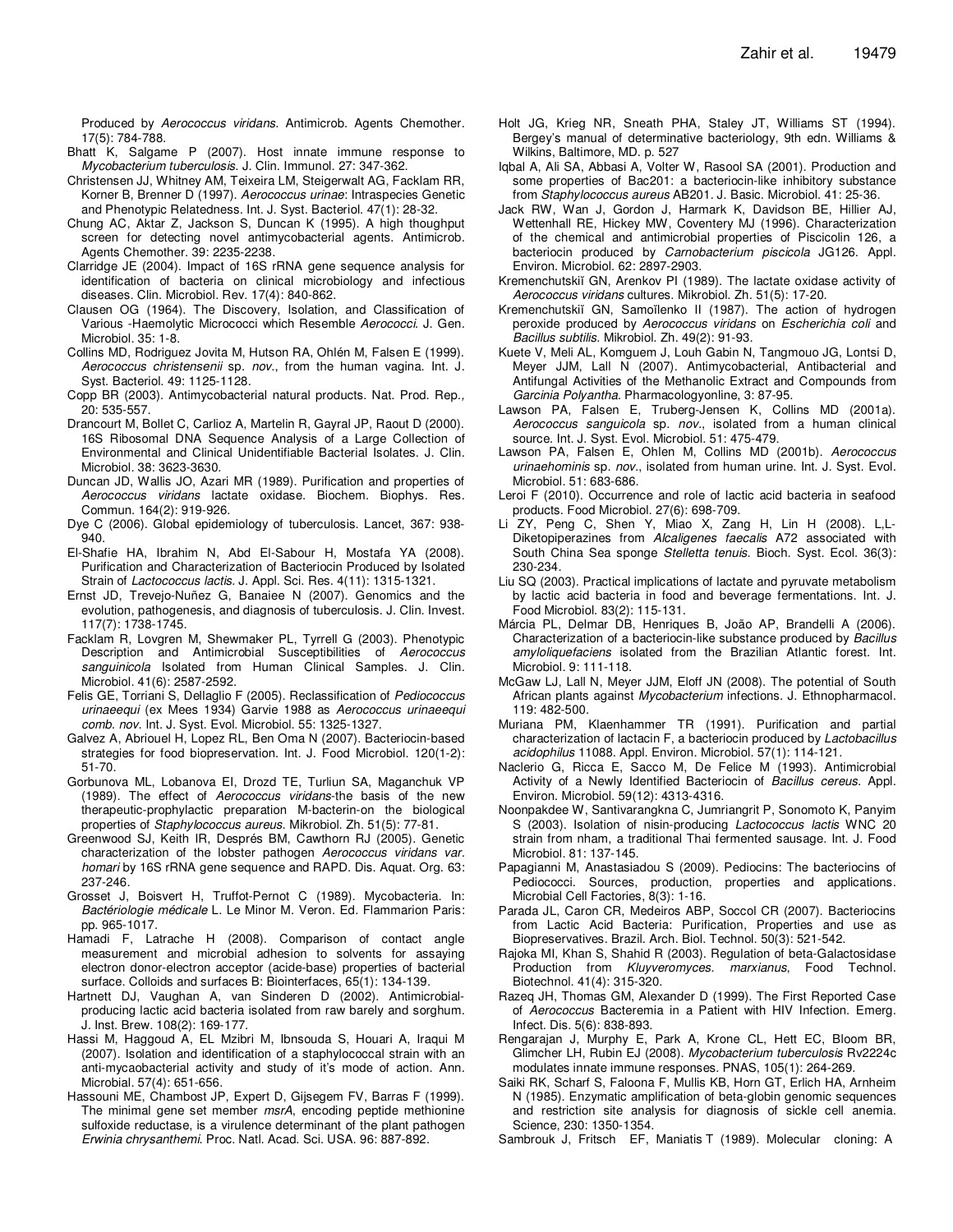Produced by *Aerococcus viridans*. Antimicrob. Agents Chemother. 17(5): 784-788.

Bhatt K, Salgame P (2007). Host innate immune response to *Mycobacterium tuberculosis*. J. Clin. Immunol. 27: 347-362.

Christensen JJ, Whitney AM, Teixeira LM, Steigerwalt AG, Facklam RR, Korner B, Brenner D (1997). *Aerococcus urinae*: Intraspecies Genetic and Phenotypic Relatedness. Int. J. Syst. Bacteriol. 47(1): 28-32.

Chung AC, Aktar Z, Jackson S, Duncan K (1995). A high thoughput screen for detecting novel antimycobacterial agents. Antimicrob. Agents Chemother. 39: 2235-2238.

Clarridge JE (2004). Impact of 16S rRNA gene sequence analysis for identification of bacteria on clinical microbiology and infectious diseases. Clin. Microbiol. Rev. 17(4): 840-862.

Clausen OG (1964). The Discovery, Isolation, and Classification of Various -Haemolytic Micrococci which Resemble *Aerococci*. J. Gen. Microbiol. 35: 1-8.

Collins MD, Rodriguez Jovita M, Hutson RA, Ohlén M, Falsen E (1999). *Aerococcus christensenii* sp. *nov*., from the human vagina. Int. J. Syst. Bacteriol. 49: 1125-1128.

Copp BR (2003). Antimycobacterial natural products. Nat. Prod. Rep., 20: 535-557.

Drancourt M, Bollet C, Carlioz A, Martelin R, Gayral JP, Raout D (2000). 16S Ribosomal DNA Sequence Analysis of a Large Collection of Environmental and Clinical Unidentifiable Bacterial Isolates. J. Clin. Microbiol. 38: 3623-3630.

Duncan JD, Wallis JO, Azari MR (1989). Purification and properties of *Aerococcus viridans* lactate oxidase. Biochem. Biophys. Res. Commun. 164(2): 919-926.

Dye C (2006). Global epidemiology of tuberculosis. Lancet, 367: 938-940.

El-Shafie HA, Ibrahim N, Abd El-Sabour H, Mostafa YA (2008). Purification and Characterization of Bacteriocin Produced by Isolated Strain of *Lactococcus lactis*. J. Appl. Sci. Res. 4(11): 1315-1321.

Ernst JD, Trevejo-Nuñez G, Banaiee N (2007). Genomics and the evolution, pathogenesis, and diagnosis of tuberculosis. J. Clin. Invest. 117(7): 1738-1745.

Facklam R, Lovgren M, Shewmaker PL, Tyrrell G (2003). Phenotypic Description and Antimicrobial Susceptibilities of *Aerococcus sanguinicola* Isolated from Human Clinical Samples. J. Clin. Microbiol. 41(6): 2587-2592.

Felis GE, Torriani S, Dellaglio F (2005). Reclassification of *Pediococcus urinaeequi* (ex Mees 1934) Garvie 1988 as *Aerococcus urinaeequi comb. nov*. Int. J. Syst. Evol. Microbiol. 55: 1325-1327.

Galvez A, Abriouel H, Lopez RL, Ben Oma N (2007). Bacteriocin-based strategies for food biopreservation. Int. J. Food Microbiol. 120(1-2): 51-70.

Gorbunova ML, Lobanova EI, Drozd TE, Turliun SA, Maganchuk VP (1989). The effect of *Aerococcus viridans*-the basis of the new therapeutic-prophylactic preparation M-bacterin-on the biological properties of *Staphylococcus aureus*. Mikrobiol. Zh. 51(5): 77-81.

Greenwood SJ, Keith IR, Després BM, Cawthorn RJ (2005). Genetic characterization of the lobster pathogen *Aerococcus viridans var. homari* by 16S rRNA gene sequence and RAPD. Dis. Aquat. Org. 63: 237-246.

Grosset J, Boisvert H, Truffot-Pernot C (1989). Mycobacteria. In: *Bactériologie médicale* L. Le Minor M. Veron. Ed. Flammarion Paris: pp. 965-1017.

Hamadi F, Latrache H (2008). Comparison of contact angle measurement and microbial adhesion to solvents for assaying electron donor-electron acceptor (acide-base) properties of bacterial surface. Colloids and surfaces B: Biointerfaces, 65(1): 134-139.

Hartnett DJ, Vaughan A, van Sinderen D (2002). Antimicrobial-producing lactic acid bacteria isolated from raw barely and sorghum. J. Inst. Brew. 108(2): 169-177.

Hassi M, Haggoud A, EL Mzibri M, Ibnsouda S, Houari A, Iraqui M (2007). Isolation and identification of a staphylococcal strain with an anti-mycaobacterial activity and study of it's mode of action. Ann. Microbial. 57(4): 651-656.

Hassouni ME, Chambost JP, Expert D, Gijsegem FV, Barras F (1999). The minimal gene set member *msrA*, encoding peptide methionine sulfoxide reductase, is a virulence determinant of the plant pathogen *Erwinia chrysanthemi*. Proc. Natl. Acad. Sci. USA. 96: 887-892.

Holt JG, Krieg NR, Sneath PHA, Staley JT, Williams ST (1994). Bergey's manual of determinative bacteriology, 9th edn. Williams & Wilkins, Baltimore, MD. p. 527

Iqbal A, Ali SA, Abbasi A, Volter W, Rasool SA (2001). Production and some properties of Bac201: a bacteriocin-like inhibitory substance from *Staphylococcus aureus* AB201. J. Basic. Microbiol. 41: 25-36.

Jack RW, Wan J, Gordon J, Harmark K, Davidson BE, Hillier AJ, Wettenhall RE, Hickey MW, Coventery MJ (1996). Characterization of the chemical and antimicrobial properties of Piscicolin 126, a bacteriocin produced by *Carnobacterium piscicola* JG126. Appl. Environ. Microbiol. 62: 2897-2903.

Kremenchutskiĭ GN, Arenkov PI (1989). The lactate oxidase activity of *Aerococcus viridans* cultures. Mikrobiol. Zh. 51(5): 17-20.

Kremenchutskiĭ GN, Samoĭlenko II (1987). The action of hydrogen peroxide produced by *Aerococcus viridans* on *Escherichia coli* and *Bacillus subtilis*. Mikrobiol. Zh. 49(2): 91-93.

Kuete V, Meli AL, Komguem J, Louh Gabin N, Tangmouo JG, Lontsi D, Meyer JJM, Lall N (2007). Antimycobacterial, Antibacterial and Antifungal Activities of the Methanolic Extract and Compounds from *Garcinia Polyantha*. Pharmacologyonline, 3: 87-95.

Lawson PA, Falsen E, Truberg-Jensen K, Collins MD (2001a). *Aerococcus sanguicola* sp. *nov*., isolated from a human clinical source. Int. J. Syst. Evol. Microbiol. 51: 475-479.

Lawson PA, Falsen E, Ohlen M, Collins MD (2001b). *Aerococcus urinaehominis* sp. *nov*., isolated from human urine. Int. J. Syst. Evol. Microbiol. 51: 683-686.

Leroi F (2010). Occurrence and role of lactic acid bacteria in seafood products. Food Microbiol. 27(6): 698-709.

Li ZY, Peng C, Shen Y, Miao X, Zang H, Lin H (2008). L,L-Diketopiperazines from *Alcaligenes faecalis* A72 associated with South China Sea sponge *Stelletta tenuis*. Bioch. Syst. Ecol. 36(3): 230-234.

Liu SQ (2003). Practical implications of lactate and pyruvate metabolism by lactic acid bacteria in food and beverage fermentations. Int. J. Food Microbiol. 83(2): 115-131.

Márcia PL, Delmar DB, Henriques B, João AP, Brandelli A (2006). Characterization of a bacteriocin-like substance produced by *Bacillus amyloliquefaciens* isolated from the Brazilian Atlantic forest. Int. Microbiol. 9: 111-118.

McGaw LJ, Lall N, Meyer JJM, Eloff JN (2008). The potential of South African plants against *Mycobacterium* infections. J. Ethnopharmacol. 119: 482-500.

Muriana PM, Klaenhammer TR (1991). Purification and partial characterization of lactacin F, a bacteriocin produced by *Lactobacillus acidophilus* 11088. Appl. Environ. Microbiol. 57(1): 114-121.

Naclerio G, Ricca E, Sacco M, De Felice M (1993). Antimicrobial Activity of a Newly Identified Bacteriocin of *Bacillus cereus*. Appl. Environ. Microbiol. 59(12): 4313-4316.

Noonpakdee W, Santivarangkna C, Jumriangrit P, Sonomoto K, Panyim S (2003). Isolation of nisin-producing *Lactococcus lactis* WNC 20 strain from nham, a traditional Thai fermented sausage. Int. J. Food Microbiol. 81: 137-145.

Papagianni M, Anastasiadou S (2009). Pediocins: The bacteriocins of Pediococci. Sources, production, properties and applications. Microbial Cell Factories, 8(3): 1-16.

Parada JL, Caron CR, Medeiros ABP, Soccol CR (2007). Bacteriocins from Lactic Acid Bacteria: Purification, Properties and use as Biopreservatives. Brazil. Arch. Biol. Technol. 50(3): 521-542.

Rajoka MI, Khan S, Shahid R (2003). Regulation of beta-Galactosidase Production from *Kluyveromyces. marxianus*, Food Technol. Biotechnol. 41(4): 315-320.

Razeq JH, Thomas GM, Alexander D (1999). The First Reported Case of *Aerococcus* Bacteremia in a Patient with HIV Infection. Emerg. Infect. Dis. 5(6): 838-893.

Rengarajan J, Murphy E, Park A, Krone CL, Hett EC, Bloom BR, Glimcher LH, Rubin EJ (2008). *Mycobacterium tuberculosis* Rv2224c modulates innate immune responses. PNAS, 105(1): 264-269.

Saiki RK, Scharf S, Faloona F, Mullis KB, Horn GT, Erlich HA, Arnheim N (1985). Enzymatic amplification of beta-globin genomic sequences and restriction site analysis for diagnosis of sickle cell anemia. Science, 230: 1350-1354.

Sambrouk J, Fritsch EF, Maniatis T (1989). Molecular cloning: A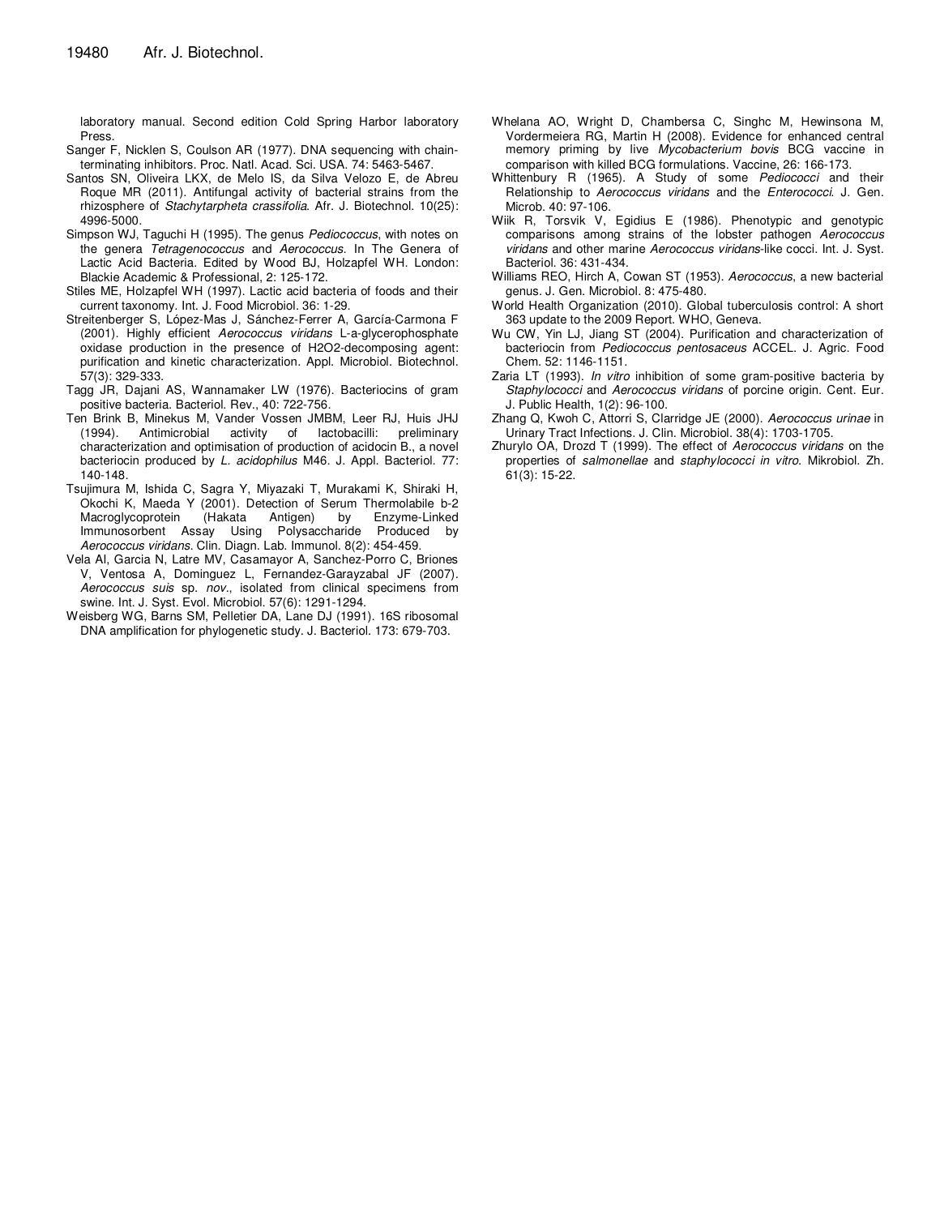laboratory manual. Second edition Cold Spring Harbor laboratory Press.

Sanger F, Nicklen S, Coulson AR (1977). DNA sequencing with chain-terminating inhibitors. Proc. Natl. Acad. Sci. USA. 74: 5463-5467.

Santos SN, Oliveira LKX, de Melo IS, da Silva Velozo E, de Abreu Roque MR (2011). Antifungal activity of bacterial strains from the rhizosphere of *Stachytarpheta crassifolia*. Afr. J. Biotechnol. 10(25): 4996-5000.

Simpson WJ, Taguchi H (1995). The genus *Pediococcus*, with notes on the genera *Tetragenococcus* and *Aerococcus*. In The Genera of Lactic Acid Bacteria. Edited by Wood BJ, Holzapfel WH. London: Blackie Academic & Professional, 2: 125-172.

Stiles ME, Holzapfel WH (1997). Lactic acid bacteria of foods and their current taxonomy. Int. J. Food Microbiol. 36: 1-29.

Streitenberger S, López-Mas J, Sánchez-Ferrer A, García-Carmona F (2001). Highly efficient *Aerococcus viridans* L-a-glycerophosphate oxidase production in the presence of H2O2-decomposing agent: purification and kinetic characterization. Appl. Microbiol. Biotechnol. 57(3): 329-333.

Tagg JR, Dajani AS, Wannamaker LW (1976). Bacteriocins of gram positive bacteria. Bacteriol. Rev., 40: 722-756.

Ten Brink B, Minekus M, Vander Vossen JMBM, Leer RJ, Huis JHJ (1994). Antimicrobial activity of lactobacilli: preliminary characterization and optimisation of production of acidocin B., a novel bacteriocin produced by *L. acidophilus* M46. J. Appl. Bacteriol. 77: 140-148.

Tsujimura M, Ishida C, Sagra Y, Miyazaki T, Murakami K, Shiraki H, Okochi K, Maeda Y (2001). Detection of Serum Thermolabile b-2 Macroglycoprotein (Hakata Antigen) by Enzyme-Linked Immunosorbent Assay Using Polysaccharide Produced by *Aerococcus viridans*. Clin. Diagn. Lab. Immunol. 8(2): 454-459.

Vela AI, Garcia N, Latre MV, Casamayor A, Sanchez-Porro C, Briones V, Ventosa A, Dominguez L, Fernandez-Garayzabal JF (2007). *Aerococcus suis* sp. *nov*., isolated from clinical specimens from swine. Int. J. Syst. Evol. Microbiol. 57(6): 1291-1294.

Weisberg WG, Barns SM, Pelletier DA, Lane DJ (1991). 16S ribosomal DNA amplification for phylogenetic study. J. Bacteriol. 173: 679-703.

Whelana AO, Wright D, Chambersa C, Singhc M, Hewinsona M, Vordermeiera RG, Martin H (2008). Evidence for enhanced central memory priming by live *Mycobacterium bovis* BCG vaccine in comparison with killed BCG formulations. Vaccine, 26: 166-173.

Whittenbury R (1965). A Study of some *Pediococci* and their Relationship to *Aerococcus viridans* and the *Enterococci*. J. Gen. Microb. 40: 97-106.

Wiik R, Torsvik V, Egidius E (1986). Phenotypic and genotypic comparisons among strains of the lobster pathogen *Aerococcus viridans* and other marine *Aerococcus viridans*-like cocci. Int. J. Syst. Bacteriol. 36: 431-434.

Williams REO, Hirch A, Cowan ST (1953). *Aerococcus*, a new bacterial genus. J. Gen. Microbiol. 8: 475-480.

World Health Organization (2010). Global tuberculosis control: A short 363 update to the 2009 Report. WHO, Geneva.

Wu CW, Yin LJ, Jiang ST (2004). Purification and characterization of bacteriocin from *Pediococcus pentosaceus* ACCEL. J. Agric. Food Chem. 52: 1146-1151.

Zaria LT (1993). *In vitro* inhibition of some gram-positive bacteria by *Staphylococci* and *Aerococcus viridans* of porcine origin. Cent. Eur. J. Public Health, 1(2): 96-100.

Zhang Q, Kwoh C, Attorri S, Clarridge JE (2000). *Aerococcus urinae* in Urinary Tract Infections. J. Clin. Microbiol. 38(4): 1703-1705.

Zhurylo OA, Drozd T (1999). The effect of *Aerococcus viridans* on the properties of *salmonellae* and *staphylococci in vitro*. Mikrobiol. Zh. 61(3): 15-22.